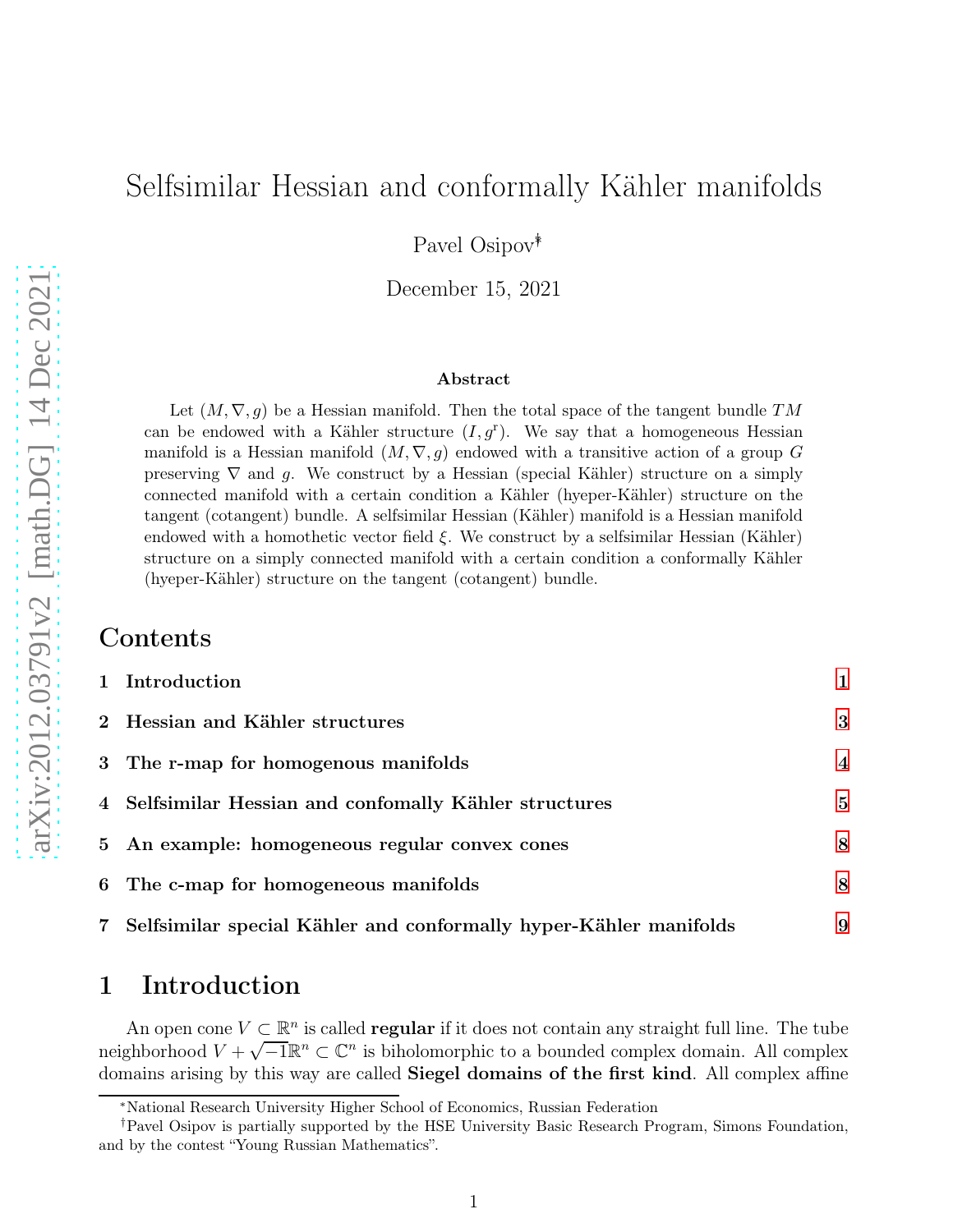# Selfsimilar Hessian and conformally Kähler manifolds

Pavel Osipov[*,†]

December 15, 2021

### Abstract

Let $(M, \nabla, g)$ be a Hessian manifold. Then the total space of the tangent bundle $TM$ can be endowed with a Kähler structure $(I, g^{\mathrm{r}})$. We say that a homogeneous Hessian manifold is a Hessian manifold $(M, \nabla, g)$ endowed with a transitive action of a group $G$ preserving $\nabla$ and $g$. We construct by a Hessian (special Kähler) structure on a simply connected manifold with a certain condition a Kähler (hyeper-Kähler) structure on the tangent (cotangent) bundle. A selfsimilar Hessian (Kähler) manifold is a Hessian manifold endowed with a homothetic vector field $\xi$. We construct by a selfsimilar Hessian (Kähler) structure on a simply connected manifold with a certain condition a conformally Kähler (hyeper-Kähler) structure on the tangent (cotangent) bundle.

## Contents

1 Introduction — 1

2 Hessian and Kähler structures — 3

3 The r-map for homogenous manifolds — 4

4 Selfsimilar Hessian and confomally Kähler structures — 5

5 An example: homogeneous regular convex cones — 8

6 The c-map for homogeneous manifolds — 8

7 Selfsimilar special Kähler and conformally hyper-Kähler manifolds — 9

## 1 Introduction

An open cone $V \subset \mathbb{R}^n$ is called **regular** if it does not contain any straight full line. The tube neighborhood $V + \sqrt{-1}\mathbb{R}^n \subset \mathbb{C}^n$ is biholomorphic to a bounded complex domain. All complex domains arising by this way are called **Siegel domains of the first kind**. All complex affine

---

[*] National Research University Higher School of Economics, Russian Federation

[†] Pavel Osipov is partially supported by the HSE University Basic Research Program, Simons Foundation, and by the contest "Young Russian Mathematics".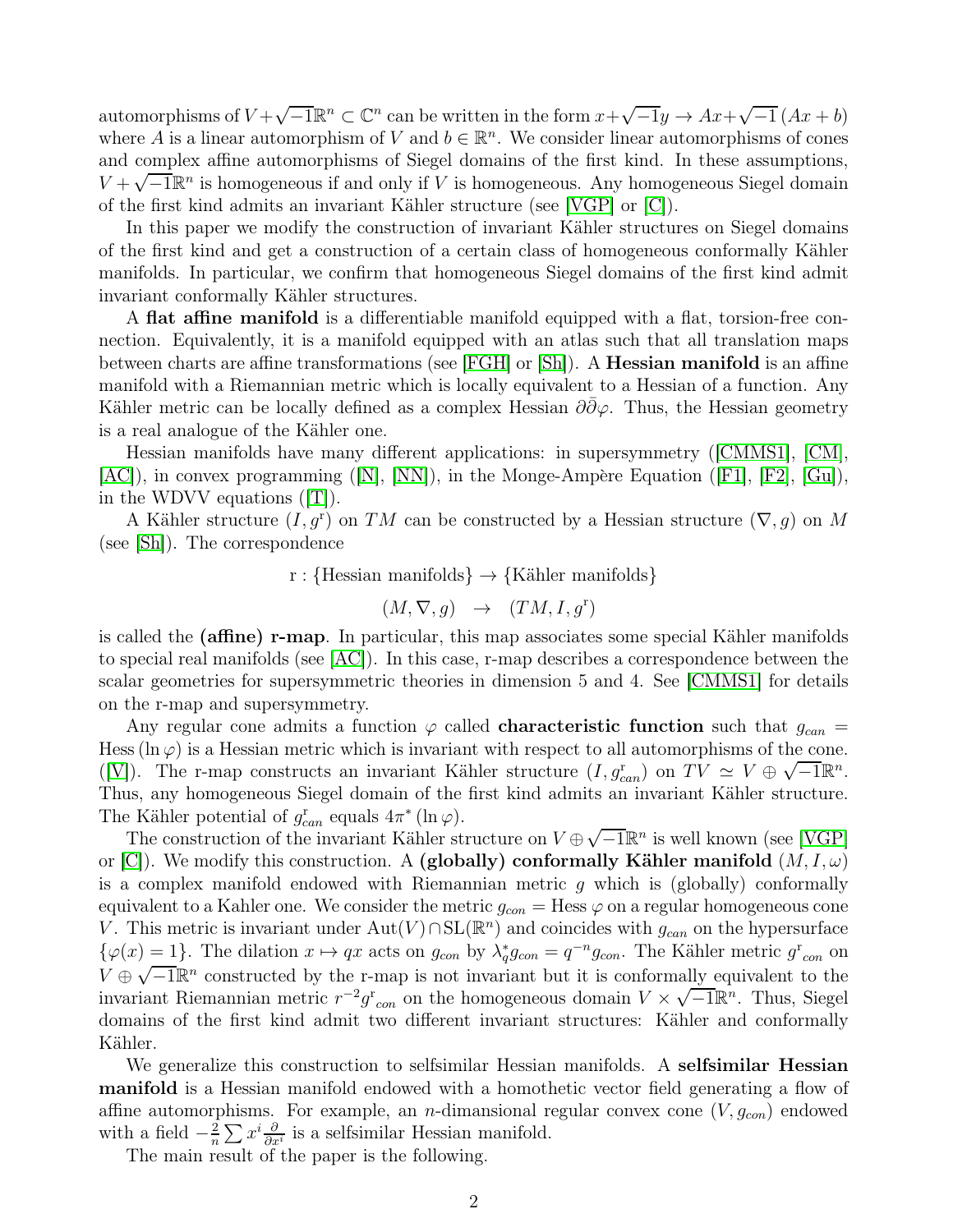automorphisms of $V+\sqrt{-1}\mathbb{R}^n \subset \mathbb{C}^n$ can be written in the form $x+\sqrt{-1}y \to Ax+\sqrt{-1}\,(Ax+b)$ where $A$ is a linear automorphism of $V$ and $b \in \mathbb{R}^n$. We consider linear automorphisms of cones and complex affine automorphisms of Siegel domains of the first kind. In these assumptions, $V+\sqrt{-1}\mathbb{R}^n$ is homogeneous if and only if $V$ is homogeneous. Any homogeneous Siegel domain of the first kind admits an invariant Kähler structure (see [VGP] or [C]).

In this paper we modify the construction of invariant Kähler structures on Siegel domains of the first kind and get a construction of a certain class of homogeneous conformally Kähler manifolds. In particular, we confirm that homogeneous Siegel domains of the first kind admit invariant conformally Kähler structures.

A **flat affine manifold** is a differentiable manifold equipped with a flat, torsion-free connection. Equivalently, it is a manifold equipped with an atlas such that all translation maps between charts are affine transformations (see [FGH] or [Sh]). A **Hessian manifold** is an affine manifold with a Riemannian metric which is locally equivalent to a Hessian of a function. Any Kähler metric can be locally defined as a complex Hessian $\partial\bar{\partial}\varphi$. Thus, the Hessian geometry is a real analogue of the Kähler one.

Hessian manifolds have many different applications: in supersymmetry ([CMMS1], [CM], [AC]), in convex programming ([N], [NN]), in the Monge-Ampère Equation ([F1], [F2], [Gu]), in the WDVV equations ([T]).

A Kähler structure $(I, g^{\mathrm{r}})$ on $TM$ can be constructed by a Hessian structure $(\nabla, g)$ on $M$ (see [Sh]). The correspondence

$$\mathrm{r} : \{\text{Hessian manifolds}\} \to \{\text{Kähler manifolds}\}$$

$$(M, \nabla, g) \quad \to \quad (TM, I, g^{\mathrm{r}})$$

is called the **(affine) r-map**. In particular, this map associates some special Kähler manifolds to special real manifolds (see [AC]). In this case, r-map describes a correspondence between the scalar geometries for supersymmetric theories in dimension 5 and 4. See [CMMS1] for details on the r-map and supersymmetry.

Any regular cone admits a function $\varphi$ called **characteristic function** such that $g_{can} = \mathrm{Hess}\,(\ln \varphi)$ is a Hessian metric which is invariant with respect to all automorphisms of the cone. ([V]). The r-map constructs an invariant Kähler structure $(I, g^{\mathrm{r}}_{can})$ on $TV \simeq V \oplus \sqrt{-1}\mathbb{R}^n$. Thus, any homogeneous Siegel domain of the first kind admits an invariant Kähler structure. The Kähler potential of $g^{\mathrm{r}}_{can}$ equals $4\pi^*\,(\ln \varphi)$.

The construction of the invariant Kähler structure on $V \oplus \sqrt{-1}\mathbb{R}^n$ is well known (see [VGP] or [C]). We modify this construction. A **(globally) conformally Kähler manifold** $(M, I, \omega)$ is a complex manifold endowed with Riemannian metric $g$ which is (globally) conformally equivalent to a Kahler one. We consider the metric $g_{con} = \mathrm{Hess}\,\varphi$ on a regular homogeneous cone $V$. This metric is invariant under $\mathrm{Aut}(V) \cap \mathrm{SL}(\mathbb{R}^n)$ and coincides with $g_{can}$ on the hypersurface $\{\varphi(x) = 1\}$. The dilation $x \mapsto qx$ acts on $g_{con}$ by $\lambda_q^* g_{con} = q^{-n} g_{con}$. The Kähler metric ${g^{\mathrm{r}}}_{con}$ on $V \oplus \sqrt{-1}\mathbb{R}^n$ constructed by the r-map is not invariant but it is conformally equivalent to the invariant Riemannian metric $r^{-2}{g^{\mathrm{r}}}_{con}$ on the homogeneous domain $V \times \sqrt{-1}\mathbb{R}^n$. Thus, Siegel domains of the first kind admit two different invariant structures: Kähler and conformally Kähler.

We generalize this construction to selfsimilar Hessian manifolds. A **selfsimilar Hessian manifold** is a Hessian manifold endowed with a homothetic vector field generating a flow of affine automorphisms. For example, an $n$-dimensional regular convex cone $(V, g_{con})$ endowed with a field $-\frac{2}{n}\sum x^i \frac{\partial}{\partial x^i}$ is a selfsimilar Hessian manifold.

The main result of the paper is the following.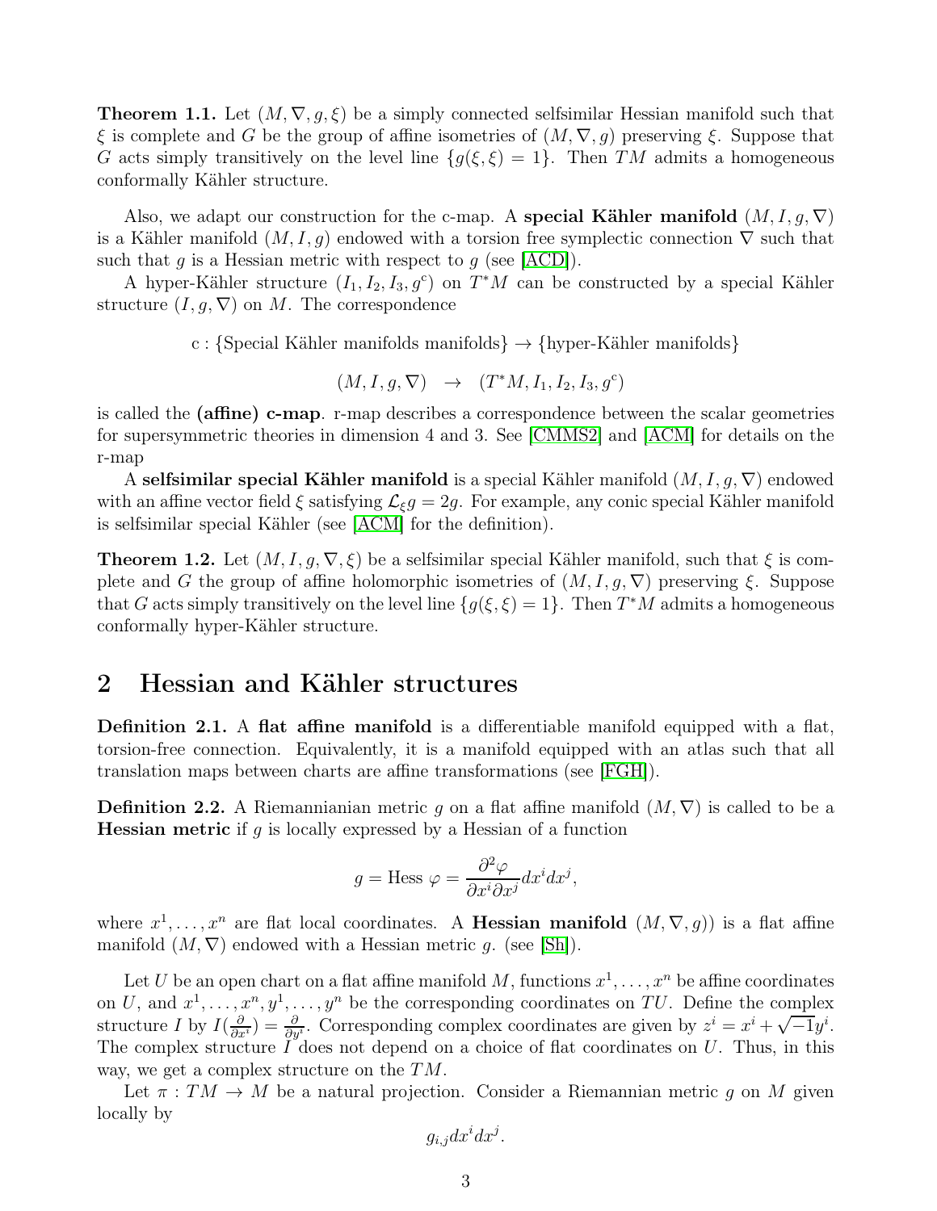**Theorem 1.1.** Let $(M, \nabla, g, \xi)$ be a simply connected selfsimilar Hessian manifold such that $\xi$ is complete and $G$ be the group of affine isometries of $(M, \nabla, g)$ preserving $\xi$. Suppose that $G$ acts simply transitively on the level line $\{g(\xi, \xi) = 1\}$. Then $TM$ admits a homogeneous conformally Kähler structure.

Also, we adapt our construction for the c-map. A **special Kähler manifold** $(M, I, g, \nabla)$ is a Kähler manifold $(M, I, g)$ endowed with a torsion free symplectic connection $\nabla$ such that such that $g$ is a Hessian metric with respect to $g$ (see [ACD]).

A hyper-Kähler structure $(I_1, I_2, I_3, g^c)$ on $T^*M$ can be constructed by a special Kähler structure $(I, g, \nabla)$ on $M$. The correspondence

$$\text{c} : \{\text{Special Kähler manifolds manifolds}\} \to \{\text{hyper-Kähler manifolds}\}$$

$$(M, I, g, \nabla) \quad \to \quad (T^*M, I_1, I_2, I_3, g^c)$$

is called the **(affine) c-map**. r-map describes a correspondence between the scalar geometries for supersymmetric theories in dimension 4 and 3. See [CMMS2] and [ACM] for details on the r-map

A **selfsimilar special Kähler manifold** is a special Kähler manifold $(M, I, g, \nabla)$ endowed with an affine vector field $\xi$ satisfying $\mathcal{L}_\xi g = 2g$. For example, any conic special Kähler manifold is selfsimilar special Kähler (see [ACM] for the definition).

**Theorem 1.2.** Let $(M, I, g, \nabla, \xi)$ be a selfsimilar special Kähler manifold, such that $\xi$ is complete and $G$ the group of affine holomorphic isometries of $(M, I, g, \nabla)$ preserving $\xi$. Suppose that $G$ acts simply transitively on the level line $\{g(\xi, \xi) = 1\}$. Then $T^*M$ admits a homogeneous conformally hyper-Kähler structure.

## 2 Hessian and Kähler structures

**Definition 2.1.** A **flat affine manifold** is a differentiable manifold equipped with a flat, torsion-free connection. Equivalently, it is a manifold equipped with an atlas such that all translation maps between charts are affine transformations (see [FGH]).

**Definition 2.2.** A Riemannianian metric $g$ on a flat affine manifold $(M, \nabla)$ is called to be a **Hessian metric** if $g$ is locally expressed by a Hessian of a function

$$g = \text{Hess } \varphi = \frac{\partial^2 \varphi}{\partial x^i \partial x^j} dx^i dx^j,$$

where $x^1, \ldots, x^n$ are flat local coordinates. A **Hessian manifold** $(M, \nabla, g))$ is a flat affine manifold $(M, \nabla)$ endowed with a Hessian metric $g$. (see [Sh]).

Let $U$ be an open chart on a flat affine manifold $M$, functions $x^1, \ldots, x^n$ be affine coordinates on $U$, and $x^1, \ldots, x^n, y^1, \ldots, y^n$ be the corresponding coordinates on $TU$. Define the complex structure $I$ by $I(\frac{\partial}{\partial x^i}) = \frac{\partial}{\partial y^i}$. Corresponding complex coordinates are given by $z^i = x^i + \sqrt{-1}y^i$. The complex structure $I$ does not depend on a choice of flat coordinates on $U$. Thus, in this way, we get a complex structure on the $TM$.

Let $\pi : TM \to M$ be a natural projection. Consider a Riemannian metric $g$ on $M$ given locally by

$$g_{i,j} dx^i dx^j.$$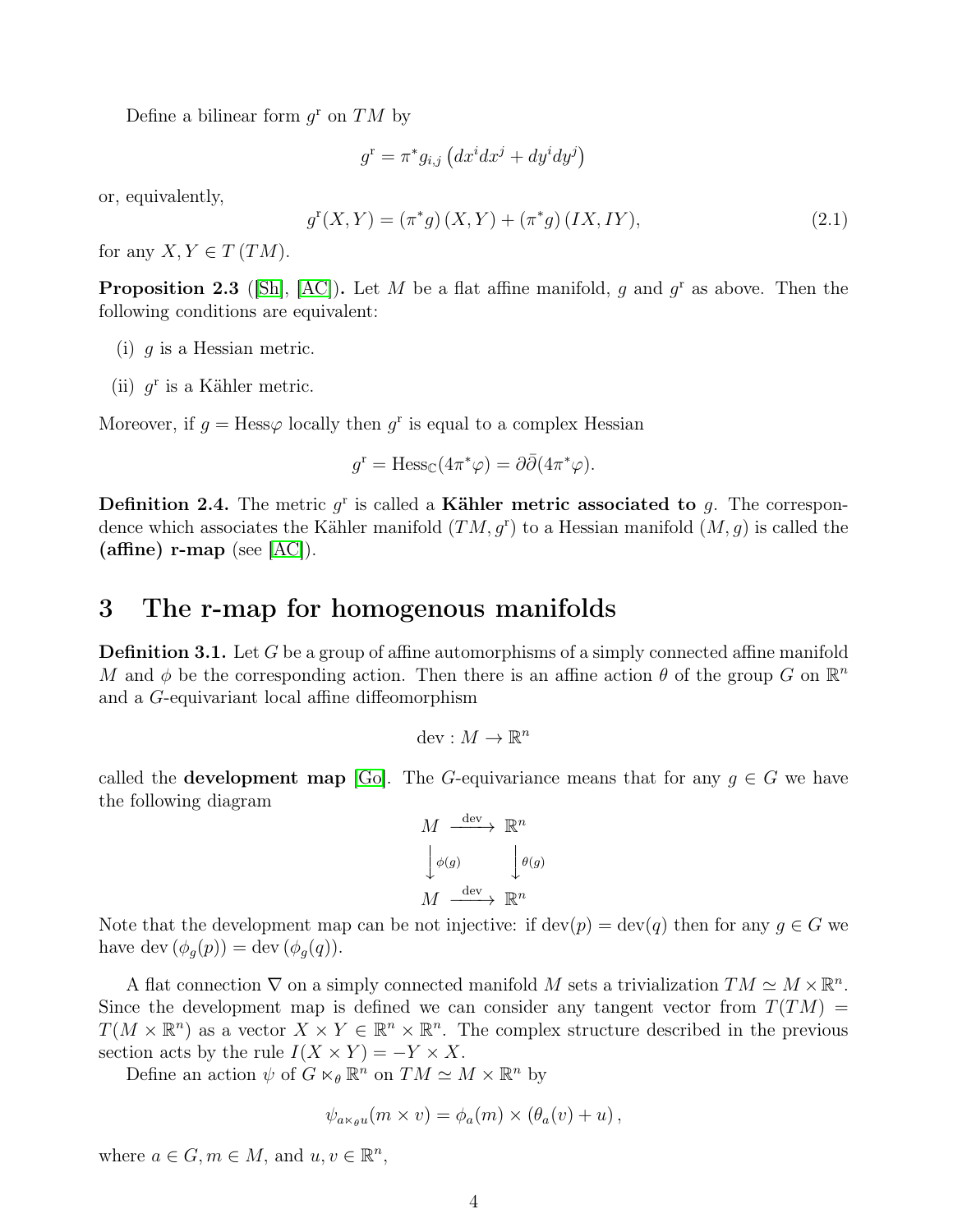Define a bilinear form $g^{\mathrm{r}}$ on $TM$ by

$$g^{\mathrm{r}} = \pi^* g_{i,j} \left( dx^i dx^j + dy^i dy^j \right)$$

or, equivalently,

$$g^{\mathrm{r}}(X,Y) = \left(\pi^* g\right)(X,Y) + \left(\pi^* g\right)(IX, IY), \tag{2.1}$$

for any $X, Y \in T\,(TM)$.

**Proposition 2.3** ([Sh], [AC])**.** Let $M$ be a flat affine manifold, $g$ and $g^{\mathrm{r}}$ as above. Then the following conditions are equivalent:

(i) $g$ is a Hessian metric.

(ii) $g^{\mathrm{r}}$ is a Kähler metric.

Moreover, if $g = \mathrm{Hess}\varphi$ locally then $g^{\mathrm{r}}$ is equal to a complex Hessian

$$g^{\mathrm{r}} = \mathrm{Hess}_{\mathbb{C}}(4\pi^*\varphi) = \partial\bar{\partial}(4\pi^*\varphi).$$

**Definition 2.4.** The metric $g^{\mathrm{r}}$ is called a **Kähler metric associated to** $g$. The correspondence which associates the Kähler manifold $(TM, g^{\mathrm{r}})$ to a Hessian manifold $(M, g)$ is called the **(affine) r-map** (see [AC]).

# 3 The r-map for homogenous manifolds

**Definition 3.1.** Let $G$ be a group of affine automorphisms of a simply connected affine manifold $M$ and $\phi$ be the corresponding action. Then there is an affine action $\theta$ of the group $G$ on $\mathbb{R}^n$ and a $G$-equivariant local affine diffeomorphism

$$\mathrm{dev} : M \to \mathbb{R}^n$$

called the **development map** [Go]. The $G$-equivariance means that for any $g \in G$ we have the following diagram

$$\begin{array}{ccc} M & \xrightarrow{\mathrm{dev}} & \mathbb{R}^n \\ \Big\downarrow{\scriptstyle \phi(g)} & & \Big\downarrow{\scriptstyle \theta(g)} \\ M & \xrightarrow{\mathrm{dev}} & \mathbb{R}^n \end{array}$$

Note that the development map can be not injective: if $\mathrm{dev}(p) = \mathrm{dev}(q)$ then for any $g \in G$ we have $\mathrm{dev}\left(\phi_g(p)\right) = \mathrm{dev}\left(\phi_g(q)\right)$.

A flat connection $\nabla$ on a simply connected manifold $M$ sets a trivialization $TM \simeq M \times \mathbb{R}^n$. Since the development map is defined we can consider any tangent vector from $T(TM) = T(M \times \mathbb{R}^n)$ as a vector $X \times Y \in \mathbb{R}^n \times \mathbb{R}^n$. The complex structure described in the previous section acts by the rule $I(X \times Y) = -Y \times X$.

Define an action $\psi$ of $G \ltimes_\theta \mathbb{R}^n$ on $TM \simeq M \times \mathbb{R}^n$ by

$$\psi_{a \ltimes_\theta u}(m \times v) = \phi_a(m) \times \left(\theta_a(v) + u\right),$$

where $a \in G, m \in M$, and $u, v \in \mathbb{R}^n$,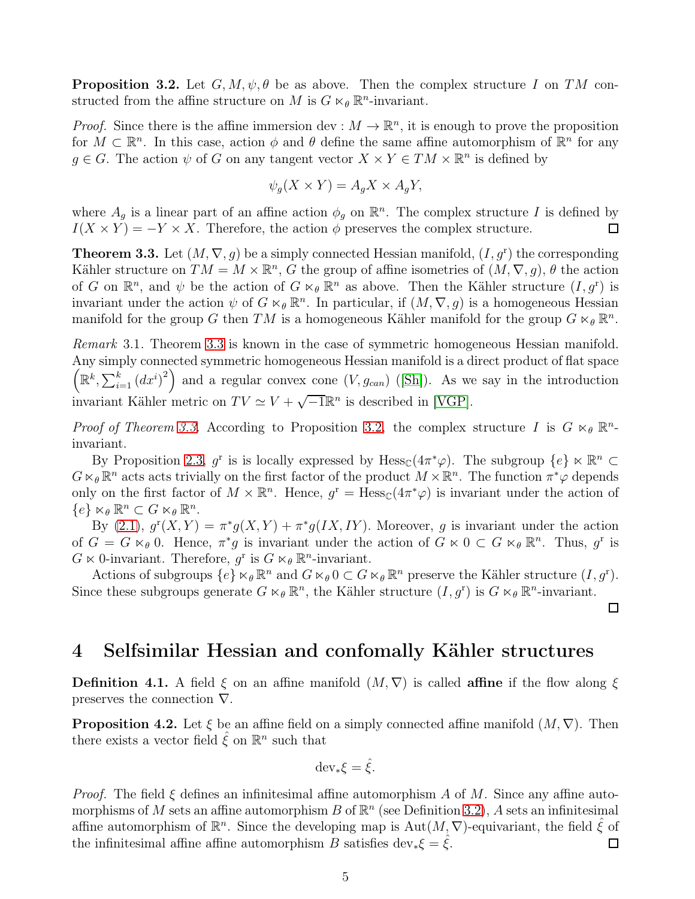**Proposition 3.2.** Let $G, M, \psi, \theta$ be as above. Then the complex structure $I$ on $TM$ constructed from the affine structure on $M$ is $G \ltimes_\theta \mathbb{R}^n$-invariant.

*Proof.* Since there is the affine immersion $\mathrm{dev} : M \to \mathbb{R}^n$, it is enough to prove the proposition for $M \subset \mathbb{R}^n$. In this case, action $\phi$ and $\theta$ define the same affine automorphism of $\mathbb{R}^n$ for any $g \in G$. The action $\psi$ of $G$ on any tangent vector $X \times Y \in TM \times \mathbb{R}^n$ is defined by

$$\psi_g(X \times Y) = A_g X \times A_g Y,$$

where $A_g$ is a linear part of an affine action $\phi_g$ on $\mathbb{R}^n$. The complex structure $I$ is defined by $I(X \times Y) = -Y \times X$. Therefore, the action $\phi$ preserves the complex structure. $\square$

**Theorem 3.3.** Let $(M, \nabla, g)$ be a simply connected Hessian manifold, $(I, g^{\mathrm{r}})$ the corresponding Kähler structure on $TM = M \times \mathbb{R}^n$, $G$ the group of affine isometries of $(M, \nabla, g)$, $\theta$ the action of $G$ on $\mathbb{R}^n$, and $\psi$ be the action of $G \ltimes_\theta \mathbb{R}^n$ as above. Then the Kähler structure $(I, g^{\mathrm{r}})$ is invariant under the action $\psi$ of $G \ltimes_\theta \mathbb{R}^n$. In particular, if $(M, \nabla, g)$ is a homogeneous Hessian manifold for the group $G$ then $TM$ is a homogeneous Kähler manifold for the group $G \ltimes_\theta \mathbb{R}^n$.

*Remark* 3.1. Theorem 3.3 is known in the case of symmetric homogeneous Hessian manifold. Any simply connected symmetric homogeneous Hessian manifold is a direct product of flat space $\left(\mathbb{R}^k, \sum_{i=1}^k (dx^i)^2\right)$ and a regular convex cone $(V, g_{can})$ ([Sh]). As we say in the introduction invariant Kähler metric on $TV \simeq V + \sqrt{-1}\mathbb{R}^n$ is described in [VGP].

*Proof of Theorem 3.3.* According to Proposition 3.2, the complex structure $I$ is $G \ltimes_\theta \mathbb{R}^n$-invariant.

By Proposition 2.3, $g^{\mathrm{r}}$ is is locally expressed by $\mathrm{Hess}_{\mathbb{C}}(4\pi^*\varphi)$. The subgroup $\{e\} \ltimes \mathbb{R}^n \subset G \ltimes_\theta \mathbb{R}^n$ acts acts trivially on the first factor of the product $M \times \mathbb{R}^n$. The function $\pi^*\varphi$ depends only on the first factor of $M \times \mathbb{R}^n$. Hence, $g^{\mathrm{r}} = \mathrm{Hess}_{\mathbb{C}}(4\pi^*\varphi)$ is invariant under the action of $\{e\} \ltimes_\theta \mathbb{R}^n \subset G \ltimes_\theta \mathbb{R}^n$.

By (2.1), $g^{\mathrm{r}}(X, Y) = \pi^*g(X, Y) + \pi^*g(IX, IY)$. Moreover, $g$ is invariant under the action of $G = G \ltimes_\theta 0$. Hence, $\pi^*g$ is invariant under the action of $G \ltimes 0 \subset G \ltimes_\theta \mathbb{R}^n$. Thus, $g^{\mathrm{r}}$ is $G \ltimes 0$-invariant. Therefore, $g^{\mathrm{r}}$ is $G \ltimes_\theta \mathbb{R}^n$-invariant.

Actions of subgroups $\{e\} \ltimes_\theta \mathbb{R}^n$ and $G \ltimes_\theta 0 \subset G \ltimes_\theta \mathbb{R}^n$ preserve the Kähler structure $(I, g^{\mathrm{r}})$. Since these subgroups generate $G \ltimes_\theta \mathbb{R}^n$, the Kähler structure $(I, g^{\mathrm{r}})$ is $G \ltimes_\theta \mathbb{R}^n$-invariant. $\square$

# 4 Selfsimilar Hessian and confomally Kähler structures

**Definition 4.1.** A field $\xi$ on an affine manifold $(M, \nabla)$ is called **affine** if the flow along $\xi$ preserves the connection $\nabla$.

**Proposition 4.2.** Let $\xi$ be an affine field on a simply connected affine manifold $(M, \nabla)$. Then there exists a vector field $\hat{\xi}$ on $\mathbb{R}^n$ such that

$$\mathrm{dev}_*\xi = \hat{\xi}.$$

*Proof.* The field $\xi$ defines an infinitesimal affine automorphism $A$ of $M$. Since any affine automorphisms of $M$ sets an affine automorphism $B$ of $\mathbb{R}^n$ (see Definition 3.2), $A$ sets an infinitesimal affine automorphism of $\mathbb{R}^n$. Since the developing map is $\mathrm{Aut}(M, \nabla)$-equivariant, the field $\hat{\xi}$ of the infinitesimal affine affine automorphism $B$ satisfies $\mathrm{dev}_*\xi = \hat{\xi}$. $\square$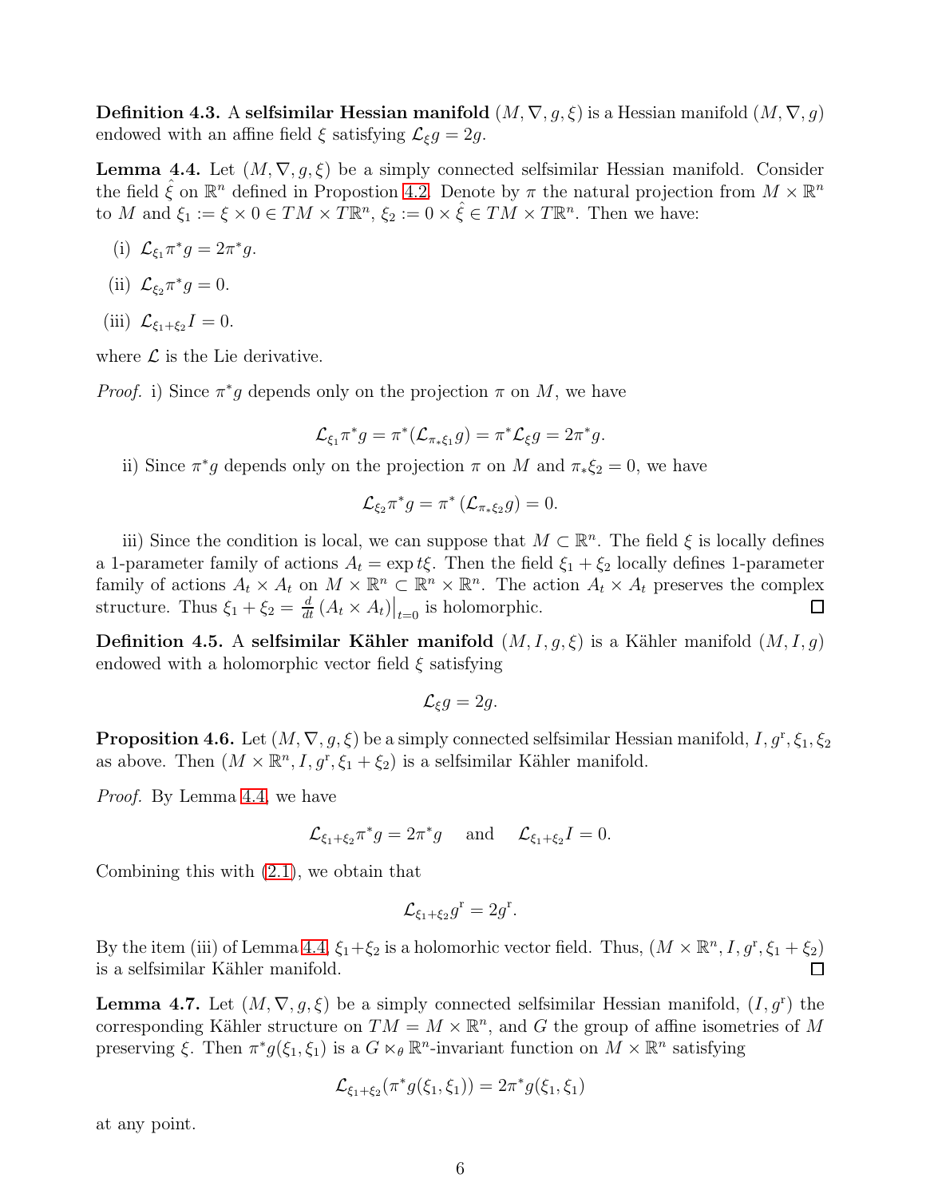**Definition 4.3.** A **selfsimilar Hessian manifold** $(M, \nabla, g, \xi)$ is a Hessian manifold $(M, \nabla, g)$ endowed with an affine field $\xi$ satisfying $\mathcal{L}_\xi g = 2g$.

**Lemma 4.4.** Let $(M, \nabla, g, \xi)$ be a simply connected selfsimilar Hessian manifold. Consider the field $\hat{\xi}$ on $\mathbb{R}^n$ defined in Propostion 4.2. Denote by $\pi$ the natural projection from $M \times \mathbb{R}^n$ to $M$ and $\xi_1 := \xi \times 0 \in TM \times T\mathbb{R}^n$, $\xi_2 := 0 \times \hat{\xi} \in TM \times T\mathbb{R}^n$. Then we have:

(i) $\mathcal{L}_{\xi_1} \pi^* g = 2\pi^* g$.

(ii) $\mathcal{L}_{\xi_2} \pi^* g = 0$.

(iii) $\mathcal{L}_{\xi_1 + \xi_2} I = 0$.

where $\mathcal{L}$ is the Lie derivative.

*Proof.* i) Since $\pi^* g$ depends only on the projection $\pi$ on $M$, we have

$$\mathcal{L}_{\xi_1} \pi^* g = \pi^*(\mathcal{L}_{\pi_* \xi_1} g) = \pi^* \mathcal{L}_\xi g = 2\pi^* g.$$

ii) Since $\pi^* g$ depends only on the projection $\pi$ on $M$ and $\pi_* \xi_2 = 0$, we have

$$\mathcal{L}_{\xi_2} \pi^* g = \pi^* \left(\mathcal{L}_{\pi_* \xi_2} g\right) = 0.$$

iii) Since the condition is local, we can suppose that $M \subset \mathbb{R}^n$. The field $\xi$ is locally defines a 1-parameter family of actions $A_t = \exp t\xi$. Then the field $\xi_1 + \xi_2$ locally defines 1-parameter family of actions $A_t \times A_t$ on $M \times \mathbb{R}^n \subset \mathbb{R}^n \times \mathbb{R}^n$. The action $A_t \times A_t$ preserves the complex structure. Thus $\xi_1 + \xi_2 = \frac{d}{dt}\left(A_t \times A_t\right)\big|_{t=0}$ is holomorphic. ∎

**Definition 4.5.** A **selfsimilar Kähler manifold** $(M, I, g, \xi)$ is a Kähler manifold $(M, I, g)$ endowed with a holomorphic vector field $\xi$ satisfying

$$\mathcal{L}_\xi g = 2g.$$

**Proposition 4.6.** Let $(M, \nabla, g, \xi)$ be a simply connected selfsimilar Hessian manifold, $I, g^{\mathrm{r}}, \xi_1, \xi_2$ as above. Then $(M \times \mathbb{R}^n, I, g^{\mathrm{r}}, \xi_1 + \xi_2)$ is a selfsimilar Kähler manifold.

*Proof.* By Lemma 4.4, we have

$$\mathcal{L}_{\xi_1 + \xi_2} \pi^* g = 2\pi^* g \quad \text{and} \quad \mathcal{L}_{\xi_1 + \xi_2} I = 0.$$

Combining this with (2.1), we obtain that

$$\mathcal{L}_{\xi_1 + \xi_2} g^{\mathrm{r}} = 2g^{\mathrm{r}}.$$

By the item (iii) of Lemma 4.4, $\xi_1 + \xi_2$ is a holomorhic vector field. Thus, $(M \times \mathbb{R}^n, I, g^{\mathrm{r}}, \xi_1 + \xi_2)$ is a selfsimilar Kähler manifold. ∎

**Lemma 4.7.** Let $(M, \nabla, g, \xi)$ be a simply connected selfsimilar Hessian manifold, $(I, g^{\mathrm{r}})$ the corresponding Kähler structure on $TM = M \times \mathbb{R}^n$, and $G$ the group of affine isometries of $M$ preserving $\xi$. Then $\pi^* g(\xi_1, \xi_1)$ is a $G \ltimes_\theta \mathbb{R}^n$-invariant function on $M \times \mathbb{R}^n$ satisfying

$$\mathcal{L}_{\xi_1 + \xi_2}(\pi^* g(\xi_1, \xi_1)) = 2\pi^* g(\xi_1, \xi_1)$$

at any point.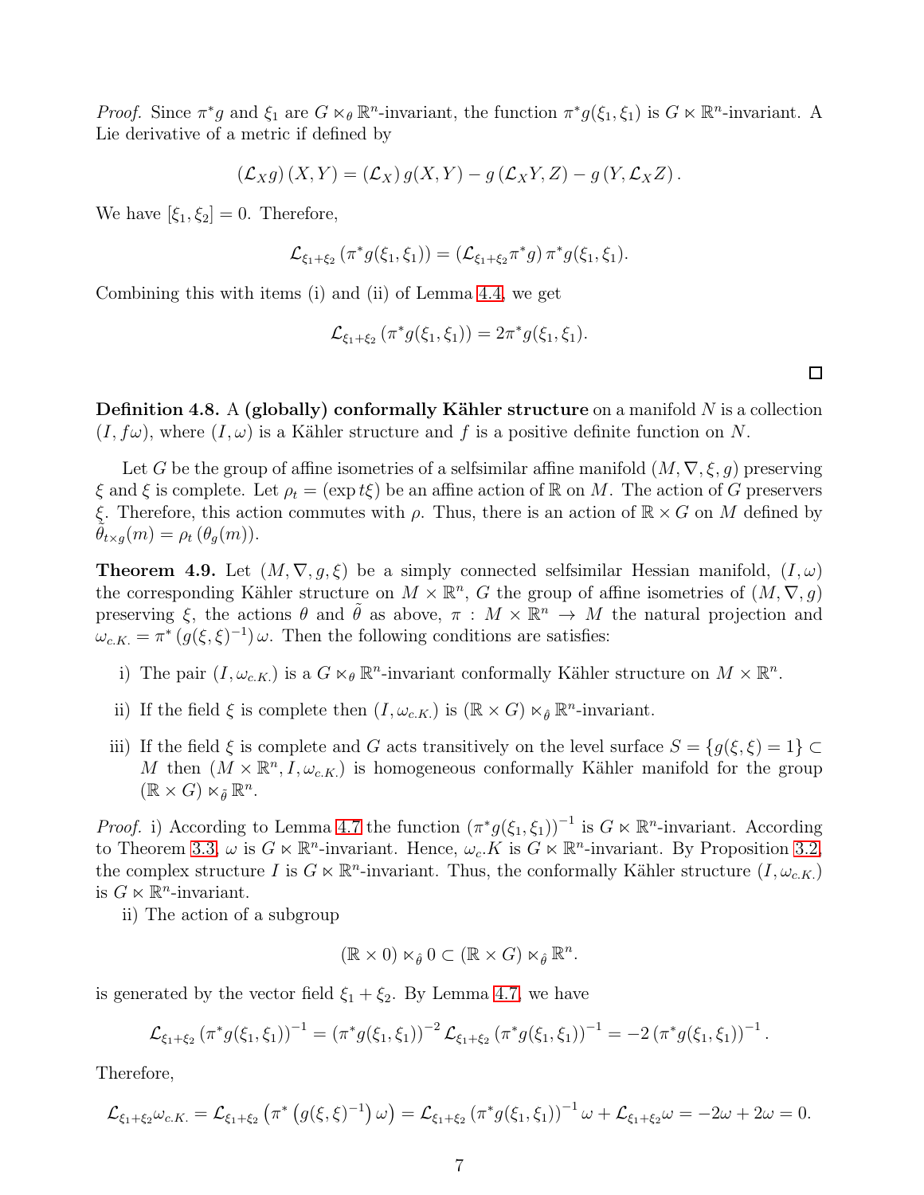*Proof.* Since $\pi^*g$ and $\xi_1$ are $G \ltimes_\theta \mathbb{R}^n$-invariant, the function $\pi^*g(\xi_1, \xi_1)$ is $G \ltimes \mathbb{R}^n$-invariant. A Lie derivative of a metric if defined by

$$(\mathcal{L}_X g)(X,Y) = (\mathcal{L}_X)\, g(X,Y) - g(\mathcal{L}_X Y, Z) - g(Y, \mathcal{L}_X Z).$$

We have $[\xi_1, \xi_2] = 0$. Therefore,

$$\mathcal{L}_{\xi_1+\xi_2}(\pi^*g(\xi_1,\xi_1)) = (\mathcal{L}_{\xi_1+\xi_2}\pi^*g)\,\pi^*g(\xi_1,\xi_1).$$

Combining this with items (i) and (ii) of Lemma 4.4, we get

$$\mathcal{L}_{\xi_1+\xi_2}(\pi^*g(\xi_1,\xi_1)) = 2\pi^*g(\xi_1,\xi_1).$$

□

**Definition 4.8.** A **(globally) conformally Kähler structure** on a manifold $N$ is a collection $(I, f\omega)$, where $(I,\omega)$ is a Kähler structure and $f$ is a positive definite function on $N$.

Let $G$ be the group of affine isometries of a selfsimilar affine manifold $(M, \nabla, \xi, g)$ preserving $\xi$ and $\xi$ is complete. Let $\rho_t = (\exp t\xi)$ be an affine action of $\mathbb{R}$ on $M$. The action of $G$ preservers $\xi$. Therefore, this action commutes with $\rho$. Thus, there is an action of $\mathbb{R} \times G$ on $M$ defined by $\tilde{\theta}_{t\times g}(m) = \rho_t(\theta_g(m))$.

**Theorem 4.9.** Let $(M, \nabla, g, \xi)$ be a simply connected selfsimilar Hessian manifold, $(I,\omega)$ the corresponding Kähler structure on $M \times \mathbb{R}^n$, $G$ the group of affine isometries of $(M, \nabla, g)$ preserving $\xi$, the actions $\theta$ and $\tilde{\theta}$ as above, $\pi : M \times \mathbb{R}^n \to M$ the natural projection and $\omega_{c.K.} = \pi^*\left(g(\xi,\xi)^{-1}\right)\omega$. Then the following conditions are satisfies:

- i) The pair $(I, \omega_{c.K.})$ is a $G \ltimes_\theta \mathbb{R}^n$-invariant conformally Kähler structure on $M \times \mathbb{R}^n$.
- ii) If the field $\xi$ is complete then $(I, \omega_{c.K.})$ is $(\mathbb{R} \times G) \ltimes_{\hat{\theta}} \mathbb{R}^n$-invariant.
- iii) If the field $\xi$ is complete and $G$ acts transitively on the level surface $S = \{g(\xi,\xi) = 1\} \subset M$ then $(M \times \mathbb{R}^n, I, \omega_{c.K.})$ is homogeneous conformally Kähler manifold for the group $(\mathbb{R} \times G) \ltimes_{\tilde{\theta}} \mathbb{R}^n$.

*Proof.* i) According to Lemma 4.7 the function $(\pi^*g(\xi_1,\xi_1))^{-1}$ is $G \ltimes \mathbb{R}^n$-invariant. According to Theorem 3.3, $\omega$ is $G \ltimes \mathbb{R}^n$-invariant. Hence, $\omega_c.K$ is $G \ltimes \mathbb{R}^n$-invariant. By Proposition 3.2, the complex structure $I$ is $G \ltimes \mathbb{R}^n$-invariant. Thus, the conformally Kähler structure $(I, \omega_{c.K.})$ is $G \ltimes \mathbb{R}^n$-invariant.

ii) The action of a subgroup

$$(\mathbb{R} \times 0) \ltimes_{\hat{\theta}} 0 \subset (\mathbb{R} \times G) \ltimes_{\hat{\theta}} \mathbb{R}^n.$$

is generated by the vector field $\xi_1 + \xi_2$. By Lemma 4.7, we have

$$\mathcal{L}_{\xi_1+\xi_2}(\pi^*g(\xi_1,\xi_1))^{-1} = (\pi^*g(\xi_1,\xi_1))^{-2}\,\mathcal{L}_{\xi_1+\xi_2}(\pi^*g(\xi_1,\xi_1))^{-1} = -2\,(\pi^*g(\xi_1,\xi_1))^{-1}.$$

Therefore,

$$\mathcal{L}_{\xi_1+\xi_2}\omega_{c.K.} = \mathcal{L}_{\xi_1+\xi_2}\left(\pi^*\left(g(\xi,\xi)^{-1}\right)\omega\right) = \mathcal{L}_{\xi_1+\xi_2}(\pi^*g(\xi_1,\xi_1))^{-1}\omega + \mathcal{L}_{\xi_1+\xi_2}\omega = -2\omega + 2\omega = 0.$$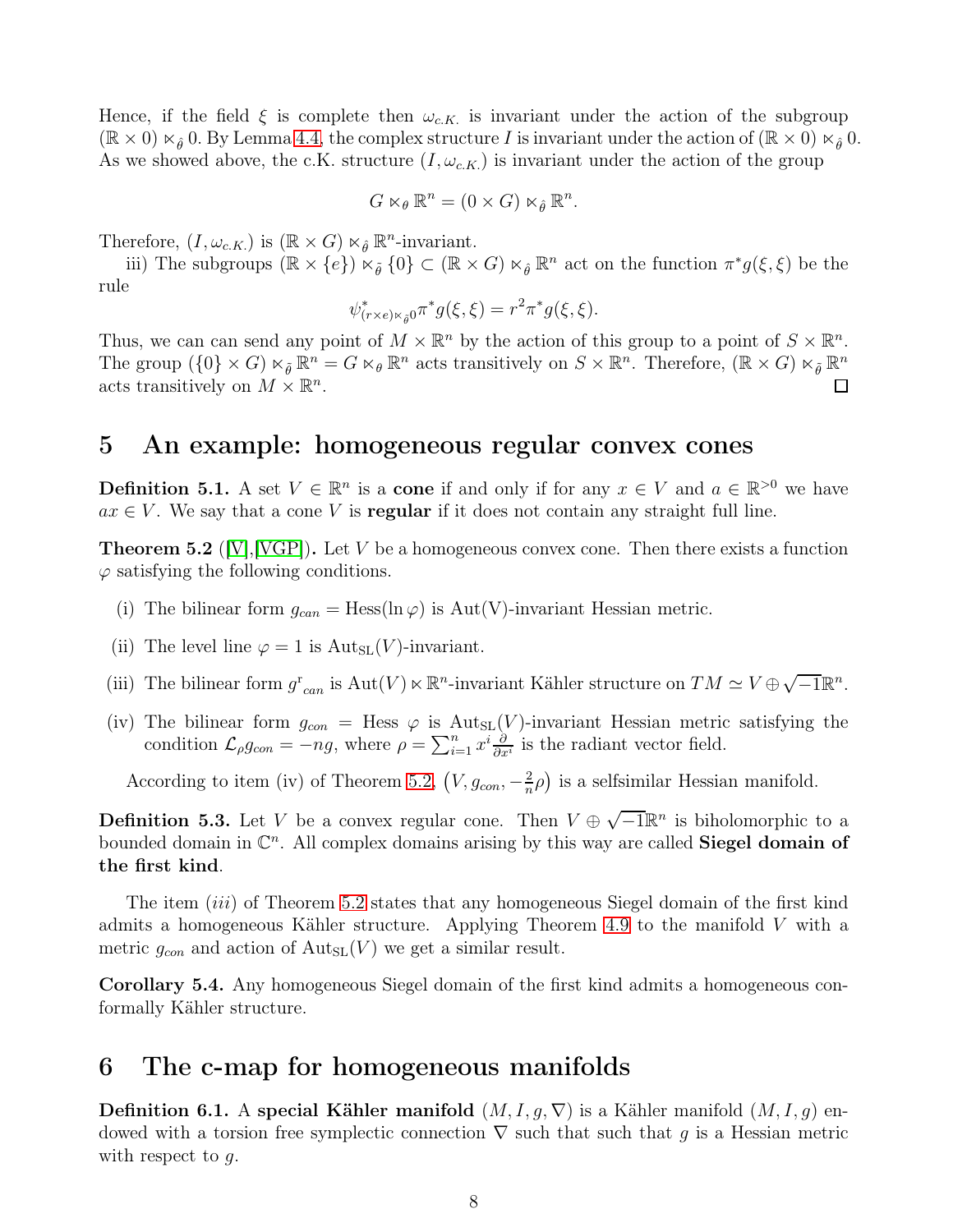Hence, if the field $\xi$ is complete then $\omega_{c.K.}$ is invariant under the action of the subgroup $(\mathbb{R} \times 0) \ltimes_{\hat{\theta}} 0$. By Lemma 4.4, the complex structure $I$ is invariant under the action of $(\mathbb{R} \times 0) \ltimes_{\hat{\theta}} 0$. As we showed above, the c.K. structure $(I, \omega_{c.K.})$ is invariant under the action of the group

$$G \ltimes_{\theta} \mathbb{R}^n = (0 \times G) \ltimes_{\hat{\theta}} \mathbb{R}^n.$$

Therefore, $(I, \omega_{c.K.})$ is $(\mathbb{R} \times G) \ltimes_{\hat{\theta}} \mathbb{R}^n$-invariant.

iii) The subgroups $(\mathbb{R} \times \{e\}) \ltimes_{\tilde{\theta}} \{0\} \subset (\mathbb{R} \times G) \ltimes_{\hat{\theta}} \mathbb{R}^n$ act on the function $\pi^* g(\xi, \xi)$ be the rule

$$\psi^*_{(r \times e) \ltimes_{\tilde{\theta}} 0} \pi^* g(\xi, \xi) = r^2 \pi^* g(\xi, \xi).$$

Thus, we can can send any point of $M \times \mathbb{R}^n$ by the action of this group to a point of $S \times \mathbb{R}^n$. The group $(\{0\} \times G) \ltimes_{\tilde{\theta}} \mathbb{R}^n = G \ltimes_{\theta} \mathbb{R}^n$ acts transitively on $S \times \mathbb{R}^n$. Therefore, $(\mathbb{R} \times G) \ltimes_{\tilde{\theta}} \mathbb{R}^n$ acts transitively on $M \times \mathbb{R}^n$. ☐

## 5 An example: homogeneous regular convex cones

**Definition 5.1.** A set $V \in \mathbb{R}^n$ is a **cone** if and only if for any $x \in V$ and $a \in \mathbb{R}^{>0}$ we have $ax \in V$. We say that a cone $V$ is **regular** if it does not contain any straight full line.

**Theorem 5.2** ([V],[VGP])**.** Let $V$ be a homogeneous convex cone. Then there exists a function $\varphi$ satisfying the following conditions.

(i) The bilinear form $g_{can} = \mathrm{Hess}(\ln \varphi)$ is Aut(V)-invariant Hessian metric.

(ii) The level line $\varphi = 1$ is $\mathrm{Aut}_{\mathrm{SL}}(V)$-invariant.

(iii) The bilinear form $g^{\mathrm{r}}{}_{can}$ is $\mathrm{Aut}(V) \ltimes \mathbb{R}^n$-invariant Kähler structure on $TM \simeq V \oplus \sqrt{-1}\mathbb{R}^n$.

(iv) The bilinear form $g_{con} = \mathrm{Hess}\ \varphi$ is $\mathrm{Aut}_{\mathrm{SL}}(V)$-invariant Hessian metric satisfying the condition $\mathcal{L}_\rho g_{con} = -ng$, where $\rho = \sum_{i=1}^n x^i \frac{\partial}{\partial x^i}$ is the radiant vector field.

According to item (iv) of Theorem 5.2, $\left(V, g_{con}, -\frac{2}{n}\rho\right)$ is a selfsimilar Hessian manifold.

**Definition 5.3.** Let $V$ be a convex regular cone. Then $V \oplus \sqrt{-1}\mathbb{R}^n$ is biholomorphic to a bounded domain in $\mathbb{C}^n$. All complex domains arising by this way are called **Siegel domain of the first kind**.

The item $(iii)$ of Theorem 5.2 states that any homogeneous Siegel domain of the first kind admits a homogeneous Kähler structure. Applying Theorem 4.9 to the manifold $V$ with a metric $g_{con}$ and action of $\mathrm{Aut}_{\mathrm{SL}}(V)$ we get a similar result.

**Corollary 5.4.** Any homogeneous Siegel domain of the first kind admits a homogeneous conformally Kähler structure.

## 6 The c-map for homogeneous manifolds

**Definition 6.1.** A **special Kähler manifold** $(M, I, g, \nabla)$ is a Kähler manifold $(M, I, g)$ endowed with a torsion free symplectic connection $\nabla$ such that such that $g$ is a Hessian metric with respect to $g$.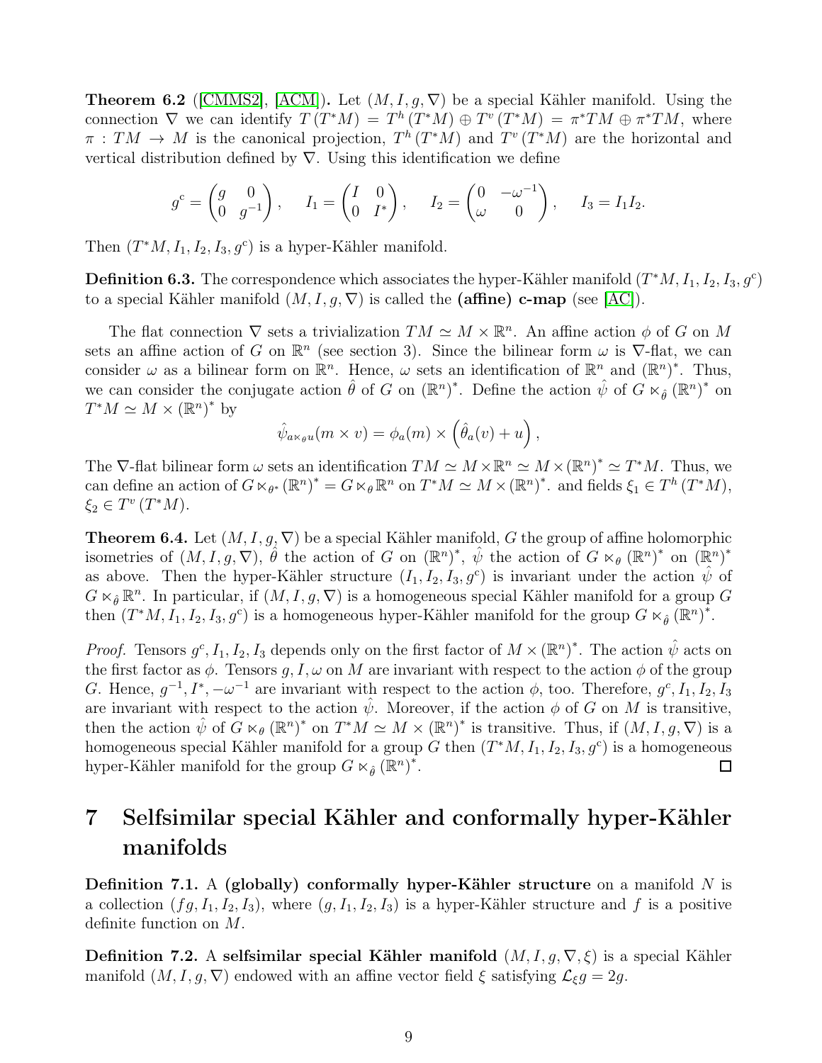**Theorem 6.2** ([CMMS2], [ACM]). Let $(M, I, g, \nabla)$ be a special Kähler manifold. Using the connection $\nabla$ we can identify $T(T^*M) = T^h(T^*M) \oplus T^v(T^*M) = \pi^*TM \oplus \pi^*TM$, where $\pi : TM \to M$ is the canonical projection, $T^h(T^*M)$ and $T^v(T^*M)$ are the horizontal and vertical distribution defined by $\nabla$. Using this identification we define

$$g^c = \begin{pmatrix} g & 0 \\ 0 & g^{-1} \end{pmatrix}, \quad I_1 = \begin{pmatrix} I & 0 \\ 0 & I^* \end{pmatrix}, \quad I_2 = \begin{pmatrix} 0 & -\omega^{-1} \\ \omega & 0 \end{pmatrix}, \quad I_3 = I_1 I_2.$$

Then $(T^*M, I_1, I_2, I_3, g^c)$ is a hyper-Kähler manifold.

**Definition 6.3.** The correspondence which associates the hyper-Kähler manifold $(T^*M, I_1, I_2, I_3, g^c)$ to a special Kähler manifold $(M, I, g, \nabla)$ is called the **(affine) c-map** (see [AC]).

The flat connection $\nabla$ sets a trivialization $TM \simeq M \times \mathbb{R}^n$. An affine action $\phi$ of $G$ on $M$ sets an affine action of $G$ on $\mathbb{R}^n$ (see section 3). Since the bilinear form $\omega$ is $\nabla$-flat, we can consider $\omega$ as a bilinear form on $\mathbb{R}^n$. Hence, $\omega$ sets an identification of $\mathbb{R}^n$ and $(\mathbb{R}^n)^*$. Thus, we can consider the conjugate action $\hat{\theta}$ of $G$ on $(\mathbb{R}^n)^*$. Define the action $\hat{\psi}$ of $G \ltimes_{\hat{\theta}} (\mathbb{R}^n)^*$ on $T^*M \simeq M \times (\mathbb{R}^n)^*$ by

$$\hat{\psi}_{a \ltimes_\theta u}(m \times v) = \phi_a(m) \times \left(\hat{\theta}_a(v) + u\right),$$

The $\nabla$-flat bilinear form $\omega$ sets an identification $TM \simeq M \times \mathbb{R}^n \simeq M \times (\mathbb{R}^n)^* \simeq T^*M$. Thus, we can define an action of $G \ltimes_{\theta^*} (\mathbb{R}^n)^* = G \ltimes_\theta \mathbb{R}^n$ on $T^*M \simeq M \times (\mathbb{R}^n)^*$. and fields $\xi_1 \in T^h(T^*M)$, $\xi_2 \in T^v(T^*M)$.

**Theorem 6.4.** Let $(M, I, g, \nabla)$ be a special Kähler manifold, $G$ the group of affine holomorphic isometries of $(M, I, g, \nabla)$, $\hat{\theta}$ the action of $G$ on $(\mathbb{R}^n)^*$, $\hat{\psi}$ the action of $G \ltimes_\theta (\mathbb{R}^n)^*$ on $(\mathbb{R}^n)^*$ as above. Then the hyper-Kähler structure $(I_1, I_2, I_3, g^c)$ is invariant under the action $\hat{\psi}$ of $G \ltimes_{\hat{\theta}} \mathbb{R}^n$. In particular, if $(M, I, g, \nabla)$ is a homogeneous special Kähler manifold for a group $G$ then $(T^*M, I_1, I_2, I_3, g^c)$ is a homogeneous hyper-Kähler manifold for the group $G \ltimes_{\hat{\theta}} (\mathbb{R}^n)^*$.

*Proof.* Tensors $g^c, I_1, I_2, I_3$ depends only on the first factor of $M \times (\mathbb{R}^n)^*$. The action $\hat{\psi}$ acts on the first factor as $\phi$. Tensors $g, I, \omega$ on $M$ are invariant with respect to the action $\phi$ of the group $G$. Hence, $g^{-1}, I^*, -\omega^{-1}$ are invariant with respect to the action $\phi$, too. Therefore, $g^c, I_1, I_2, I_3$ are invariant with respect to the action $\hat{\psi}$. Moreover, if the action $\phi$ of $G$ on $M$ is transitive, then the action $\hat{\psi}$ of $G \ltimes_\theta (\mathbb{R}^n)^*$ on $T^*M \simeq M \times (\mathbb{R}^n)^*$ is transitive. Thus, if $(M, I, g, \nabla)$ is a homogeneous special Kähler manifold for a group $G$ then $(T^*M, I_1, I_2, I_3, g^c)$ is a homogeneous hyper-Kähler manifold for the group $G \ltimes_{\hat{\theta}} (\mathbb{R}^n)^*$. $\square$

# 7 Selfsimilar special Kähler and conformally hyper-Kähler manifolds

**Definition 7.1.** A **(globally) conformally hyper-Kähler structure** on a manifold $N$ is a collection $(fg, I_1, I_2, I_3)$, where $(g, I_1, I_2, I_3)$ is a hyper-Kähler structure and $f$ is a positive definite function on $M$.

**Definition 7.2.** A **selfsimilar special Kähler manifold** $(M, I, g, \nabla, \xi)$ is a special Kähler manifold $(M, I, g, \nabla)$ endowed with an affine vector field $\xi$ satisfying $\mathcal{L}_\xi g = 2g$.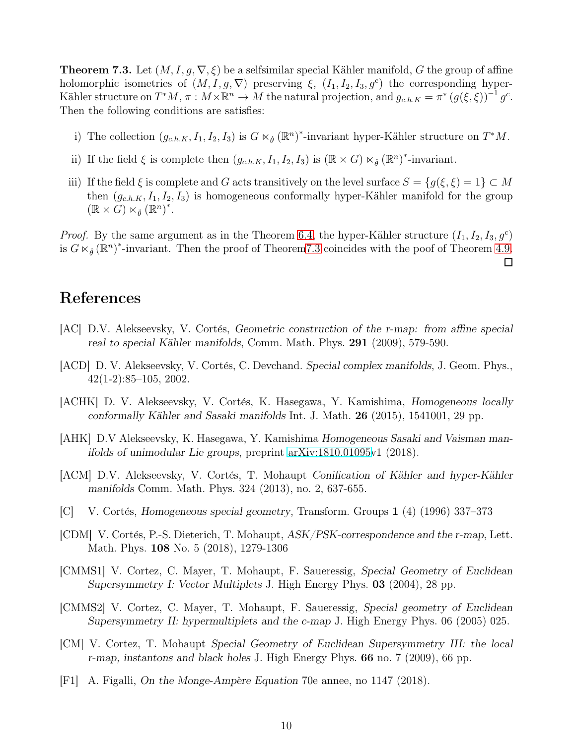**Theorem 7.3.** Let $(M, I, g, \nabla, \xi)$ be a selfsimilar special Kähler manifold, $G$ the group of affine holomorphic isometries of $(M, I, g, \nabla)$ preserving $\xi$, $(I_1, I_2, I_3, g^c)$ the corresponding hyper-Kähler structure on $T^*M$, $\pi : M \times \mathbb{R}^n \to M$ the natural projection, and $g_{c.h.K} = \pi^* \left(g(\xi, \xi)\right)^{-1} g^c$. Then the following conditions are satisfies:

i) The collection $(g_{c.h.K}, I_1, I_2, I_3)$ is $G \ltimes_{\hat{\theta}} (\mathbb{R}^n)^*$-invariant hyper-Kähler structure on $T^*M$.

ii) If the field $\xi$ is complete then $(g_{c.h.K}, I_1, I_2, I_3)$ is $(\mathbb{R} \times G) \ltimes_{\hat{\theta}} (\mathbb{R}^n)^*$-invariant.

iii) If the field $\xi$ is complete and $G$ acts transitively on the level surface $S = \{g(\xi, \xi) = 1\} \subset M$ then $(g_{c.h.K}, I_1, I_2, I_3)$ is homogeneous conformally hyper-Kähler manifold for the group $(\mathbb{R} \times G) \ltimes_{\tilde{\theta}} (\mathbb{R}^n)^*$.

*Proof.* By the same argument as in the Theorem 6.4, the hyper-Kähler structure $(I_1, I_2, I_3, g^c)$ is $G \ltimes_{\hat{\theta}} (\mathbb{R}^n)^*$-invariant. Then the proof of Theorem7.3 coincides with the poof of Theorem 4.9. □

# References

[AC] D.V. Alekseevsky, V. Cortés, *Geometric construction of the r-map: from affine special real to special Kähler manifolds*, Comm. Math. Phys. **291** (2009), 579-590.

[ACD] D. V. Alekseevsky, V. Cortés, C. Devchand. *Special complex manifolds*, J. Geom. Phys., 42(1-2):85–105, 2002.

[ACHK] D. V. Alekseevsky, V. Cortés, K. Hasegawa, Y. Kamishima, *Homogeneous locally conformally Kähler and Sasaki manifolds* Int. J. Math. **26** (2015), 1541001, 29 pp.

[AHK] D.V Alekseevsky, K. Hasegawa, Y. Kamishima *Homogeneous Sasaki and Vaisman manifolds of unimodular Lie groups*, preprint arXiv:1810.01095v1 (2018).

[ACM] D.V. Alekseevsky, V. Cortés, T. Mohaupt *Conification of Kähler and hyper-Kähler manifolds* Comm. Math. Phys. 324 (2013), no. 2, 637-655.

[C] V. Cortés, *Homogeneous special geometry*, Transform. Groups **1** (4) (1996) 337–373

[CDM] V. Cortés, P.-S. Dieterich, T. Mohaupt, *ASK/PSK-correspondence and the r-map*, Lett. Math. Phys. **108** No. 5 (2018), 1279-1306

[CMMS1] V. Cortez, C. Mayer, T. Mohaupt, F. Saueressig, *Special Geometry of Euclidean Supersymmetry I: Vector Multiplets* J. High Energy Phys. **03** (2004), 28 pp.

[CMMS2] V. Cortez, C. Mayer, T. Mohaupt, F. Saueressig, *Special geometry of Euclidean Supersymmetry II: hypermultiplets and the c-map* J. High Energy Phys. 06 (2005) 025.

[CM] V. Cortez, T. Mohaupt *Special Geometry of Euclidean Supersymmetry III: the local r-map, instantons and black holes* J. High Energy Phys. **66** no. 7 (2009), 66 pp.

[F1] A. Figalli, *On the Monge-Ampère Equation* 70e annee, no 1147 (2018).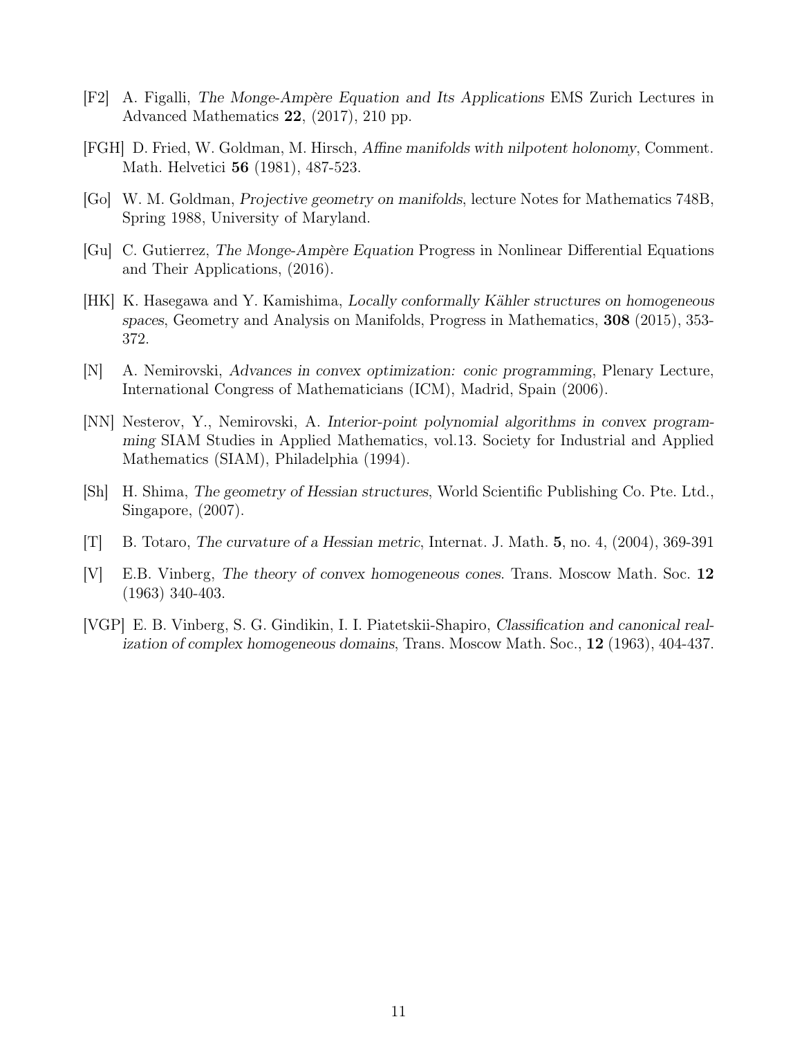[F2] A. Figalli, *The Monge-Ampère Equation and Its Applications* EMS Zurich Lectures in Advanced Mathematics **22**, (2017), 210 pp.

[FGH] D. Fried, W. Goldman, M. Hirsch, *Affine manifolds with nilpotent holonomy*, Comment. Math. Helvetici **56** (1981), 487-523.

[Go] W. M. Goldman, *Projective geometry on manifolds*, lecture Notes for Mathematics 748B, Spring 1988, University of Maryland.

[Gu] C. Gutierrez, *The Monge-Ampère Equation* Progress in Nonlinear Differential Equations and Their Applications, (2016).

[HK] K. Hasegawa and Y. Kamishima, *Locally conformally Kähler structures on homogeneous spaces*, Geometry and Analysis on Manifolds, Progress in Mathematics, **308** (2015), 353-372.

[N] A. Nemirovski, *Advances in convex optimization: conic programming*, Plenary Lecture, International Congress of Mathematicians (ICM), Madrid, Spain (2006).

[NN] Nesterov, Y., Nemirovski, A. *Interior-point polynomial algorithms in convex programming* SIAM Studies in Applied Mathematics, vol.13. Society for Industrial and Applied Mathematics (SIAM), Philadelphia (1994).

[Sh] H. Shima, *The geometry of Hessian structures*, World Scientific Publishing Co. Pte. Ltd., Singapore, (2007).

[T] B. Totaro, *The curvature of a Hessian metric*, Internat. J. Math. **5**, no. 4, (2004), 369-391

[V] E.B. Vinberg, *The theory of convex homogeneous cones*. Trans. Moscow Math. Soc. **12** (1963) 340-403.

[VGP] E. B. Vinberg, S. G. Gindikin, I. I. Piatetskii-Shapiro, *Classification and canonical realization of complex homogeneous domains*, Trans. Moscow Math. Soc., **12** (1963), 404-437.